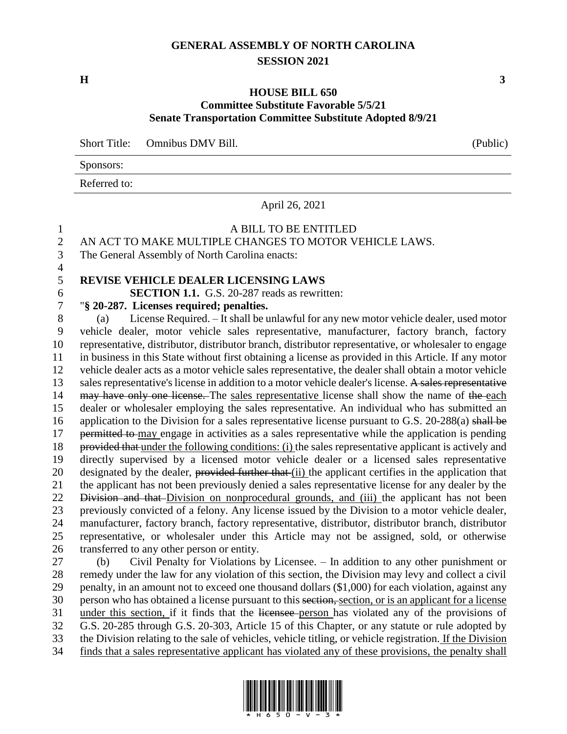# GENERAL ASSEMBLY OF NORTH CAROLINA
## SESSION 2021

**H** **3**

### HOUSE BILL 650
### Committee Substitute Favorable 5/5/21
### Senate Transportation Committee Substitute Adopted 8/9/21

Short Title: Omnibus DMV Bill. (Public)

Sponsors:

Referred to:

April 26, 2021

A BILL TO BE ENTITLED

AN ACT TO MAKE MULTIPLE CHANGES TO MOTOR VEHICLE LAWS.

The General Assembly of North Carolina enacts:

**REVISE VEHICLE DEALER LICENSING LAWS**

**SECTION 1.1.** G.S. 20-287 reads as rewritten:

"**§ 20-287. Licenses required; penalties.**

(a) License Required. – It shall be unlawful for any new motor vehicle dealer, used motor vehicle dealer, motor vehicle sales representative, manufacturer, factory branch, factory representative, distributor, distributor branch, distributor representative, or wholesaler to engage in business in this State without first obtaining a license as provided in this Article. If any motor vehicle dealer acts as a motor vehicle sales representative, the dealer shall obtain a motor vehicle sales representative's license in addition to a motor vehicle dealer's license. ~~A sales representative may have only one license.~~ The <u>sales representative</u> license shall show the name of ~~the~~ <u>each</u> dealer or wholesaler employing the sales representative. An individual who has submitted an application to the Division for a sales representative license pursuant to G.S. 20-288(a) ~~shall be permitted to~~ <u>may</u> engage in activities as a sales representative while the application is pending ~~provided that~~ <u>under the following conditions: (i)</u> the sales representative applicant is actively and directly supervised by a licensed motor vehicle dealer or a licensed sales representative designated by the dealer, ~~provided further that~~ <u>(ii)</u> the applicant certifies in the application that the applicant has not been previously denied a sales representative license for any dealer by the ~~Division and that~~ <u>Division on nonprocedural grounds, and (iii)</u> the applicant has not been previously convicted of a felony. Any license issued by the Division to a motor vehicle dealer, manufacturer, factory branch, factory representative, distributor, distributor branch, distributor representative, or wholesaler under this Article may not be assigned, sold, or otherwise transferred to any other person or entity.

(b) Civil Penalty for Violations by Licensee. – In addition to any other punishment or remedy under the law for any violation of this section, the Division may levy and collect a civil penalty, in an amount not to exceed one thousand dollars ($1,000) for each violation, against any person who has obtained a license pursuant to this ~~section,~~ <u>section, or is an applicant for a license under this section,</u> if it finds that the ~~licensee~~ <u>person</u> has violated any of the provisions of G.S. 20-285 through G.S. 20-303, Article 15 of this Chapter, or any statute or rule adopted by the Division relating to the sale of vehicles, vehicle titling, or vehicle registration. <u>If the Division finds that a sales representative applicant has violated any of these provisions, the penalty shall</u>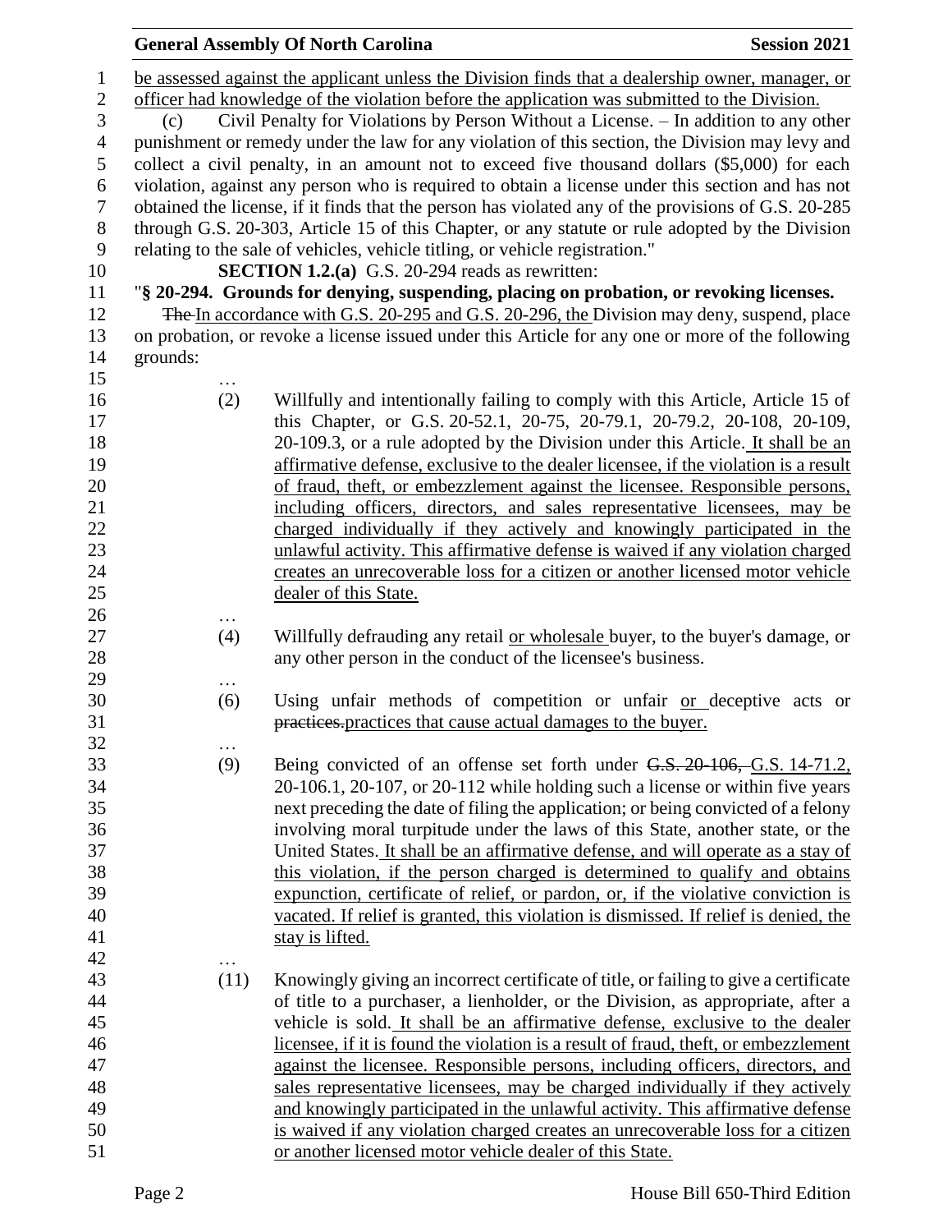be assessed against the applicant unless the Division finds that a dealership owner, manager, or officer had knowledge of the violation before the application was submitted to the Division.

(c) Civil Penalty for Violations by Person Without a License. – In addition to any other punishment or remedy under the law for any violation of this section, the Division may levy and collect a civil penalty, in an amount not to exceed five thousand dollars ($5,000) for each violation, against any person who is required to obtain a license under this section and has not obtained the license, if it finds that the person has violated any of the provisions of G.S. 20-285 through G.S. 20-303, Article 15 of this Chapter, or any statute or rule adopted by the Division relating to the sale of vehicles, vehicle titling, or vehicle registration."

**SECTION 1.2.(a)** G.S. 20-294 reads as rewritten:

"**§ 20-294. Grounds for denying, suspending, placing on probation, or revoking licenses.**

~~The~~ In accordance with G.S. 20-295 and G.S. 20-296, the Division may deny, suspend, place on probation, or revoke a license issued under this Article for any one or more of the following grounds:

…

(2) Willfully and intentionally failing to comply with this Article, Article 15 of this Chapter, or G.S. 20-52.1, 20-75, 20-79.1, 20-79.2, 20-108, 20-109, 20-109.3, or a rule adopted by the Division under this Article. It shall be an affirmative defense, exclusive to the dealer licensee, if the violation is a result of fraud, theft, or embezzlement against the licensee. Responsible persons, including officers, directors, and sales representative licensees, may be charged individually if they actively and knowingly participated in the unlawful activity. This affirmative defense is waived if any violation charged creates an unrecoverable loss for a citizen or another licensed motor vehicle dealer of this State.

…

(4) Willfully defrauding any retail or wholesale buyer, to the buyer's damage, or any other person in the conduct of the licensee's business.

…

(6) Using unfair methods of competition or unfair or deceptive acts or ~~practices.~~ practices that cause actual damages to the buyer.

…

(9) Being convicted of an offense set forth under ~~G.S. 20-106,~~ G.S. 14-71.2, 20-106.1, 20-107, or 20-112 while holding such a license or within five years next preceding the date of filing the application; or being convicted of a felony involving moral turpitude under the laws of this State, another state, or the United States. It shall be an affirmative defense, and will operate as a stay of this violation, if the person charged is determined to qualify and obtains expunction, certificate of relief, or pardon, or, if the violative conviction is vacated. If relief is granted, this violation is dismissed. If relief is denied, the stay is lifted.

…

(11) Knowingly giving an incorrect certificate of title, or failing to give a certificate of title to a purchaser, a lienholder, or the Division, as appropriate, after a vehicle is sold. It shall be an affirmative defense, exclusive to the dealer licensee, if it is found the violation is a result of fraud, theft, or embezzlement against the licensee. Responsible persons, including officers, directors, and sales representative licensees, may be charged individually if they actively and knowingly participated in the unlawful activity. This affirmative defense is waived if any violation charged creates an unrecoverable loss for a citizen or another licensed motor vehicle dealer of this State.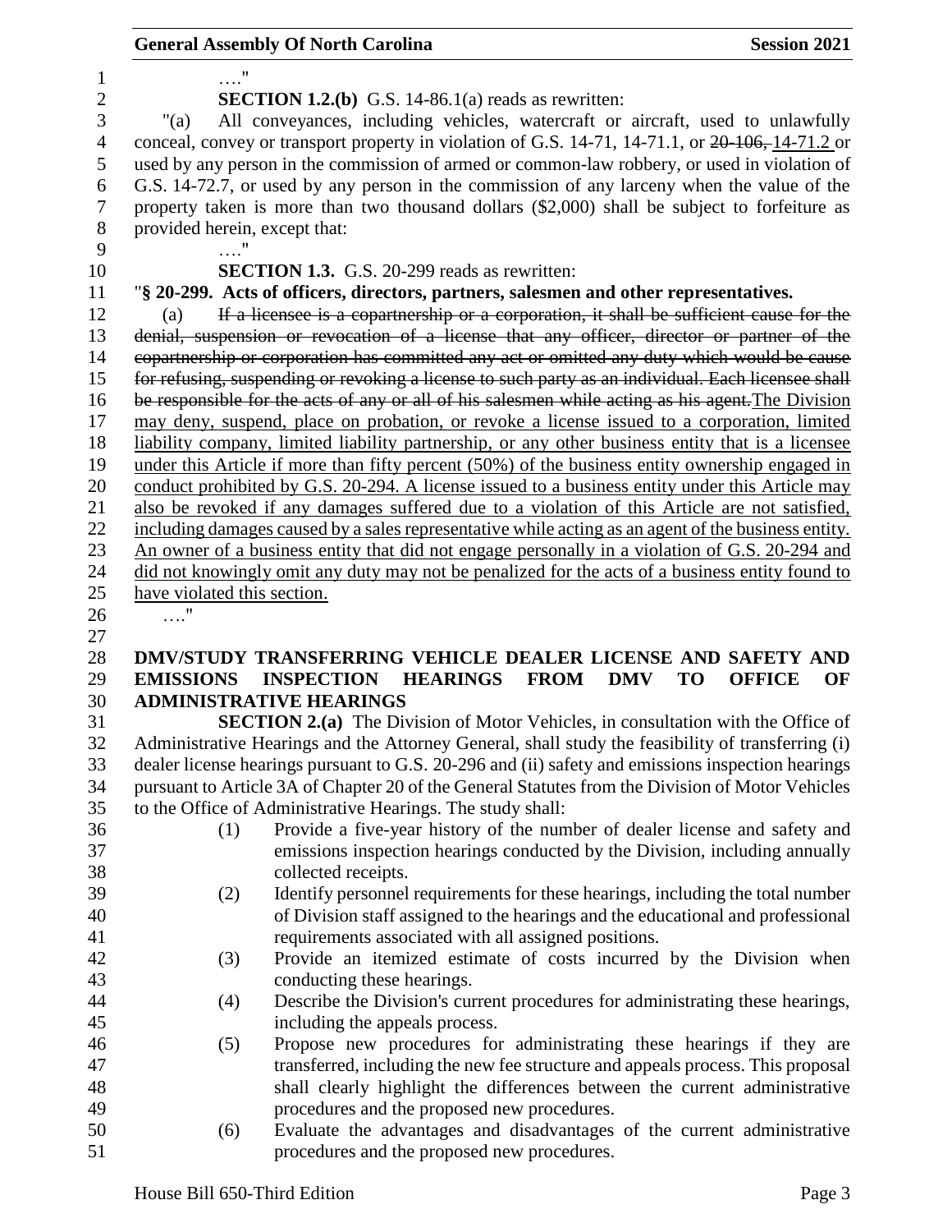…."

**SECTION 1.2.(b)** G.S. 14-86.1(a) reads as rewritten:

"(a) All conveyances, including vehicles, watercraft or aircraft, used to unlawfully conceal, convey or transport property in violation of G.S. 14-71, 14-71.1, or ~~20-106,~~ 14-71.2 or used by any person in the commission of armed or common-law robbery, or used in violation of G.S. 14-72.7, or used by any person in the commission of any larceny when the value of the property taken is more than two thousand dollars ($2,000) shall be subject to forfeiture as provided herein, except that:

…."

**SECTION 1.3.** G.S. 20-299 reads as rewritten:

"**§ 20-299. Acts of officers, directors, partners, salesmen and other representatives.**

(a) ~~If a licensee is a copartnership or a corporation, it shall be sufficient cause for the denial, suspension or revocation of a license that any officer, director or partner of the copartnership or corporation has committed any act or omitted any duty which would be cause for refusing, suspending or revoking a license to such party as an individual. Each licensee shall be responsible for the acts of any or all of his salesmen while acting as his agent.~~ The Division may deny, suspend, place on probation, or revoke a license issued to a corporation, limited liability company, limited liability partnership, or any other business entity that is a licensee under this Article if more than fifty percent (50%) of the business entity ownership engaged in conduct prohibited by G.S. 20-294. A license issued to a business entity under this Article may also be revoked if any damages suffered due to a violation of this Article are not satisfied, including damages caused by a sales representative while acting as an agent of the business entity. An owner of a business entity that did not engage personally in a violation of G.S. 20-294 and did not knowingly omit any duty may not be penalized for the acts of a business entity found to have violated this section.

…."

**DMV/STUDY TRANSFERRING VEHICLE DEALER LICENSE AND SAFETY AND EMISSIONS INSPECTION HEARINGS FROM DMV TO OFFICE OF ADMINISTRATIVE HEARINGS**

**SECTION 2.(a)** The Division of Motor Vehicles, in consultation with the Office of Administrative Hearings and the Attorney General, shall study the feasibility of transferring (i) dealer license hearings pursuant to G.S. 20-296 and (ii) safety and emissions inspection hearings pursuant to Article 3A of Chapter 20 of the General Statutes from the Division of Motor Vehicles to the Office of Administrative Hearings. The study shall:

(1) Provide a five-year history of the number of dealer license and safety and emissions inspection hearings conducted by the Division, including annually collected receipts.

(2) Identify personnel requirements for these hearings, including the total number of Division staff assigned to the hearings and the educational and professional requirements associated with all assigned positions.

(3) Provide an itemized estimate of costs incurred by the Division when conducting these hearings.

(4) Describe the Division's current procedures for administrating these hearings, including the appeals process.

(5) Propose new procedures for administrating these hearings if they are transferred, including the new fee structure and appeals process. This proposal shall clearly highlight the differences between the current administrative procedures and the proposed new procedures.

(6) Evaluate the advantages and disadvantages of the current administrative procedures and the proposed new procedures.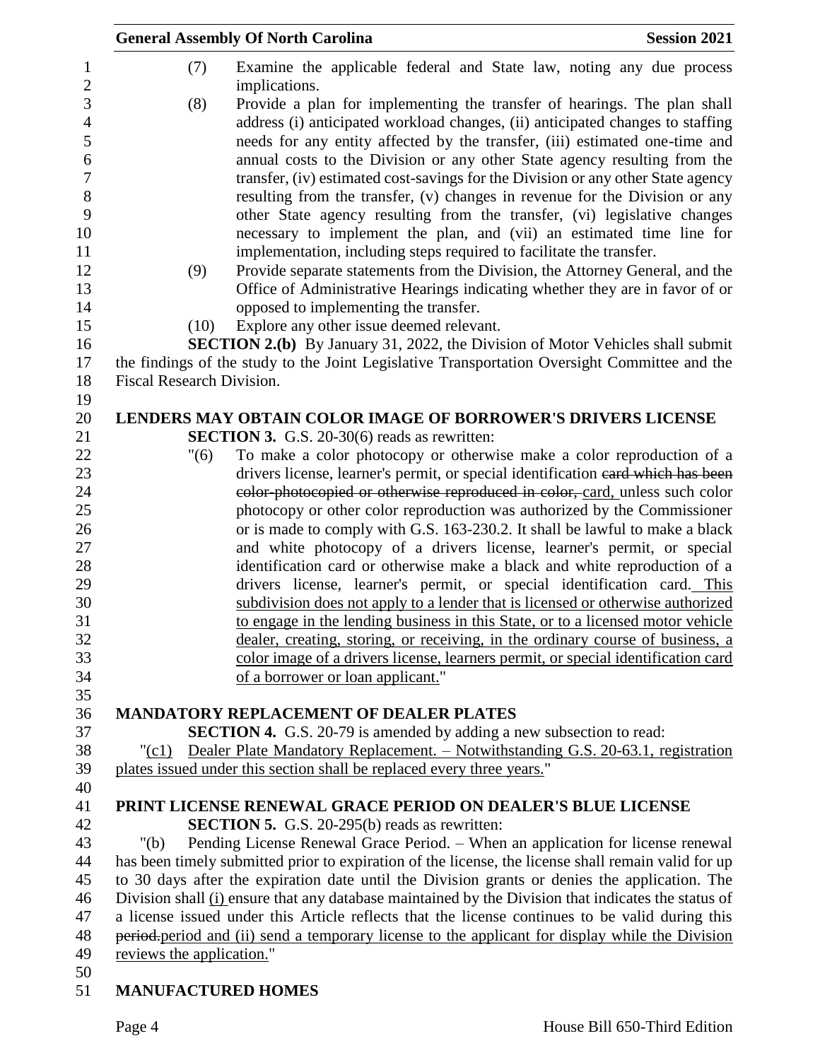(7) Examine the applicable federal and State law, noting any due process implications.

(8) Provide a plan for implementing the transfer of hearings. The plan shall address (i) anticipated workload changes, (ii) anticipated changes to staffing needs for any entity affected by the transfer, (iii) estimated one-time and annual costs to the Division or any other State agency resulting from the transfer, (iv) estimated cost-savings for the Division or any other State agency resulting from the transfer, (v) changes in revenue for the Division or any other State agency resulting from the transfer, (vi) legislative changes necessary to implement the plan, and (vii) an estimated time line for implementation, including steps required to facilitate the transfer.

(9) Provide separate statements from the Division, the Attorney General, and the Office of Administrative Hearings indicating whether they are in favor of or opposed to implementing the transfer.

(10) Explore any other issue deemed relevant.

**SECTION 2.(b)** By January 31, 2022, the Division of Motor Vehicles shall submit the findings of the study to the Joint Legislative Transportation Oversight Committee and the Fiscal Research Division.

**LENDERS MAY OBTAIN COLOR IMAGE OF BORROWER'S DRIVERS LICENSE**

**SECTION 3.** G.S. 20-30(6) reads as rewritten:

"(6) To make a color photocopy or otherwise make a color reproduction of a drivers license, learner's permit, or special identification ~~card which has been color-photocopied or otherwise reproduced in color,~~ card, unless such color photocopy or other color reproduction was authorized by the Commissioner or is made to comply with G.S. 163-230.2. It shall be lawful to make a black and white photocopy of a drivers license, learner's permit, or special identification card or otherwise make a black and white reproduction of a drivers license, learner's permit, or special identification card. This subdivision does not apply to a lender that is licensed or otherwise authorized to engage in the lending business in this State, or to a licensed motor vehicle dealer, creating, storing, or receiving, in the ordinary course of business, a color image of a drivers license, learners permit, or special identification card of a borrower or loan applicant."

**MANDATORY REPLACEMENT OF DEALER PLATES**

**SECTION 4.** G.S. 20-79 is amended by adding a new subsection to read:

"(c1) Dealer Plate Mandatory Replacement. – Notwithstanding G.S. 20-63.1, registration plates issued under this section shall be replaced every three years."

**PRINT LICENSE RENEWAL GRACE PERIOD ON DEALER'S BLUE LICENSE**

**SECTION 5.** G.S. 20-295(b) reads as rewritten:

"(b) Pending License Renewal Grace Period. – When an application for license renewal has been timely submitted prior to expiration of the license, the license shall remain valid for up to 30 days after the expiration date until the Division grants or denies the application. The Division shall (i) ensure that any database maintained by the Division that indicates the status of a license issued under this Article reflects that the license continues to be valid during this ~~period.~~period and (ii) send a temporary license to the applicant for display while the Division reviews the application."

**MANUFACTURED HOMES**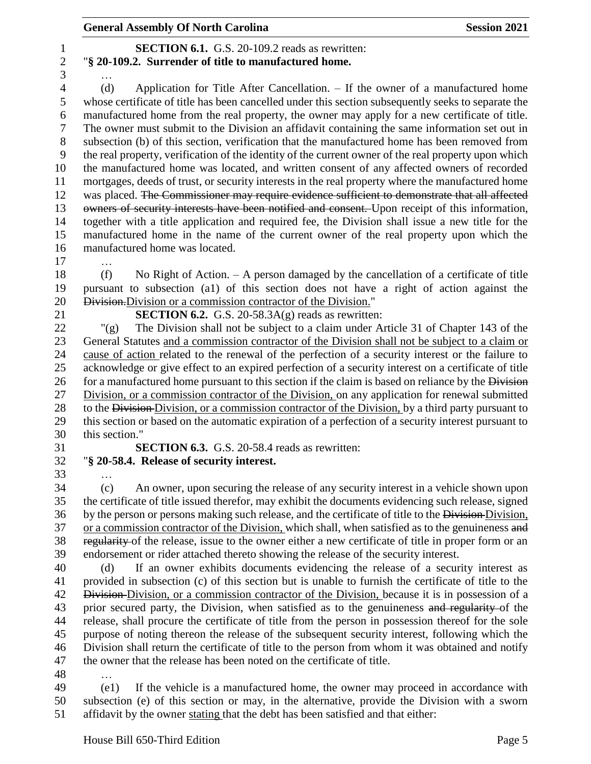**SECTION 6.1.** G.S. 20-109.2 reads as rewritten:

"**§ 20-109.2. Surrender of title to manufactured home.**

…

(d) Application for Title After Cancellation. – If the owner of a manufactured home whose certificate of title has been cancelled under this section subsequently seeks to separate the manufactured home from the real property, the owner may apply for a new certificate of title. The owner must submit to the Division an affidavit containing the same information set out in subsection (b) of this section, verification that the manufactured home has been removed from the real property, verification of the identity of the current owner of the real property upon which the manufactured home was located, and written consent of any affected owners of recorded mortgages, deeds of trust, or security interests in the real property where the manufactured home was placed. ~~The Commissioner may require evidence sufficient to demonstrate that all affected owners of security interests have been notified and consent.~~ Upon receipt of this information, together with a title application and required fee, the Division shall issue a new title for the manufactured home in the name of the current owner of the real property upon which the manufactured home was located.

…

(f) No Right of Action. – A person damaged by the cancellation of a certificate of title pursuant to subsection (a1) of this section does not have a right of action against the ~~Division.~~<u>Division or a commission contractor of the Division.</u>"

**SECTION 6.2.** G.S. 20-58.3A(g) reads as rewritten:

"(g) The Division shall not be subject to a claim under Article 31 of Chapter 143 of the General Statutes <u>and a commission contractor of the Division shall not be subject to a claim or cause of action</u> related to the renewal of the perfection of a security interest or the failure to acknowledge or give effect to an expired perfection of a security interest on a certificate of title for a manufactured home pursuant to this section if the claim is based on reliance by the ~~Division~~ <u>Division, or a commission contractor of the Division,</u> on any application for renewal submitted to the ~~Division~~ <u>Division, or a commission contractor of the Division,</u> by a third party pursuant to this section or based on the automatic expiration of a perfection of a security interest pursuant to this section."

**SECTION 6.3.** G.S. 20-58.4 reads as rewritten:

"**§ 20-58.4. Release of security interest.**

…

(c) An owner, upon securing the release of any security interest in a vehicle shown upon the certificate of title issued therefor, may exhibit the documents evidencing such release, signed by the person or persons making such release, and the certificate of title to the ~~Division~~ <u>Division, or a commission contractor of the Division,</u> which shall, when satisfied as to the genuineness ~~and regularity~~ of the release, issue to the owner either a new certificate of title in proper form or an endorsement or rider attached thereto showing the release of the security interest.

(d) If an owner exhibits documents evidencing the release of a security interest as provided in subsection (c) of this section but is unable to furnish the certificate of title to the ~~Division~~ <u>Division, or a commission contractor of the Division,</u> because it is in possession of a prior secured party, the Division, when satisfied as to the genuineness ~~and regularity~~ of the release, shall procure the certificate of title from the person in possession thereof for the sole purpose of noting thereon the release of the subsequent security interest, following which the Division shall return the certificate of title to the person from whom it was obtained and notify the owner that the release has been noted on the certificate of title.

…

(e1) If the vehicle is a manufactured home, the owner may proceed in accordance with subsection (e) of this section or may, in the alternative, provide the Division with a sworn affidavit by the owner <u>stating</u> that the debt has been satisfied and that either: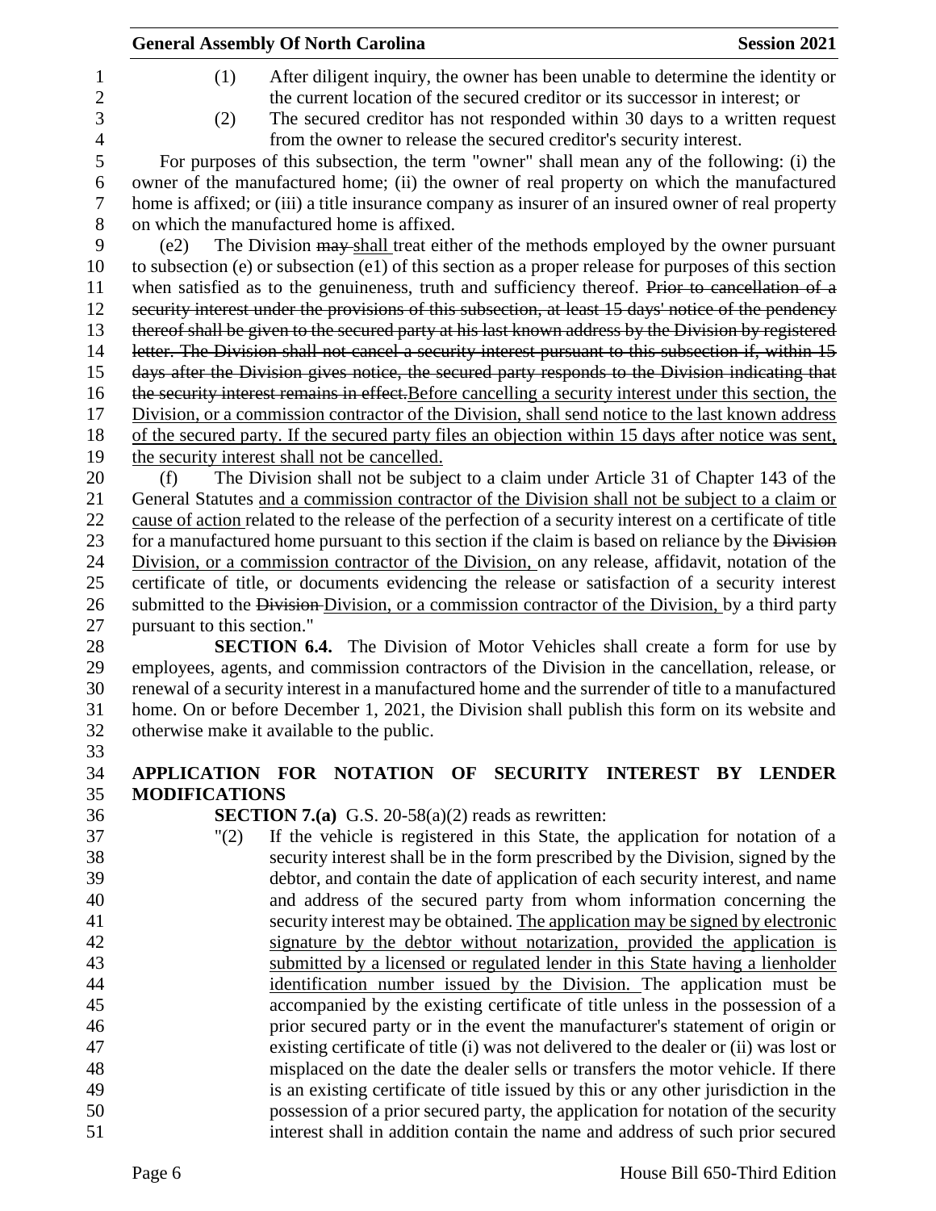(1) After diligent inquiry, the owner has been unable to determine the identity or the current location of the secured creditor or its successor in interest; or

(2) The secured creditor has not responded within 30 days to a written request from the owner to release the secured creditor's security interest.

For purposes of this subsection, the term "owner" shall mean any of the following: (i) the owner of the manufactured home; (ii) the owner of real property on which the manufactured home is affixed; or (iii) a title insurance company as insurer of an insured owner of real property on which the manufactured home is affixed.

(e2) The Division ~~may~~ shall treat either of the methods employed by the owner pursuant to subsection (e) or subsection (e1) of this section as a proper release for purposes of this section when satisfied as to the genuineness, truth and sufficiency thereof. ~~Prior to cancellation of a security interest under the provisions of this subsection, at least 15 days' notice of the pendency thereof shall be given to the secured party at his last known address by the Division by registered letter. The Division shall not cancel a security interest pursuant to this subsection if, within 15 days after the Division gives notice, the secured party responds to the Division indicating that the security interest remains in effect.~~ Before cancelling a security interest under this section, the Division, or a commission contractor of the Division, shall send notice to the last known address of the secured party. If the secured party files an objection within 15 days after notice was sent, the security interest shall not be cancelled.

(f) The Division shall not be subject to a claim under Article 31 of Chapter 143 of the General Statutes and a commission contractor of the Division shall not be subject to a claim or cause of action related to the release of the perfection of a security interest on a certificate of title for a manufactured home pursuant to this section if the claim is based on reliance by the ~~Division~~ Division, or a commission contractor of the Division, on any release, affidavit, notation of the certificate of title, or documents evidencing the release or satisfaction of a security interest submitted to the ~~Division~~ Division, or a commission contractor of the Division, by a third party pursuant to this section."

**SECTION 6.4.** The Division of Motor Vehicles shall create a form for use by employees, agents, and commission contractors of the Division in the cancellation, release, or renewal of a security interest in a manufactured home and the surrender of title to a manufactured home. On or before December 1, 2021, the Division shall publish this form on its website and otherwise make it available to the public.

**APPLICATION FOR NOTATION OF SECURITY INTEREST BY LENDER MODIFICATIONS**

**SECTION 7.(a)** G.S. 20-58(a)(2) reads as rewritten:

"(2) If the vehicle is registered in this State, the application for notation of a security interest shall be in the form prescribed by the Division, signed by the debtor, and contain the date of application of each security interest, and name and address of the secured party from whom information concerning the security interest may be obtained. The application may be signed by electronic signature by the debtor without notarization, provided the application is submitted by a licensed or regulated lender in this State having a lienholder identification number issued by the Division. The application must be accompanied by the existing certificate of title unless in the possession of a prior secured party or in the event the manufacturer's statement of origin or existing certificate of title (i) was not delivered to the dealer or (ii) was lost or misplaced on the date the dealer sells or transfers the motor vehicle. If there is an existing certificate of title issued by this or any other jurisdiction in the possession of a prior secured party, the application for notation of the security interest shall in addition contain the name and address of such prior secured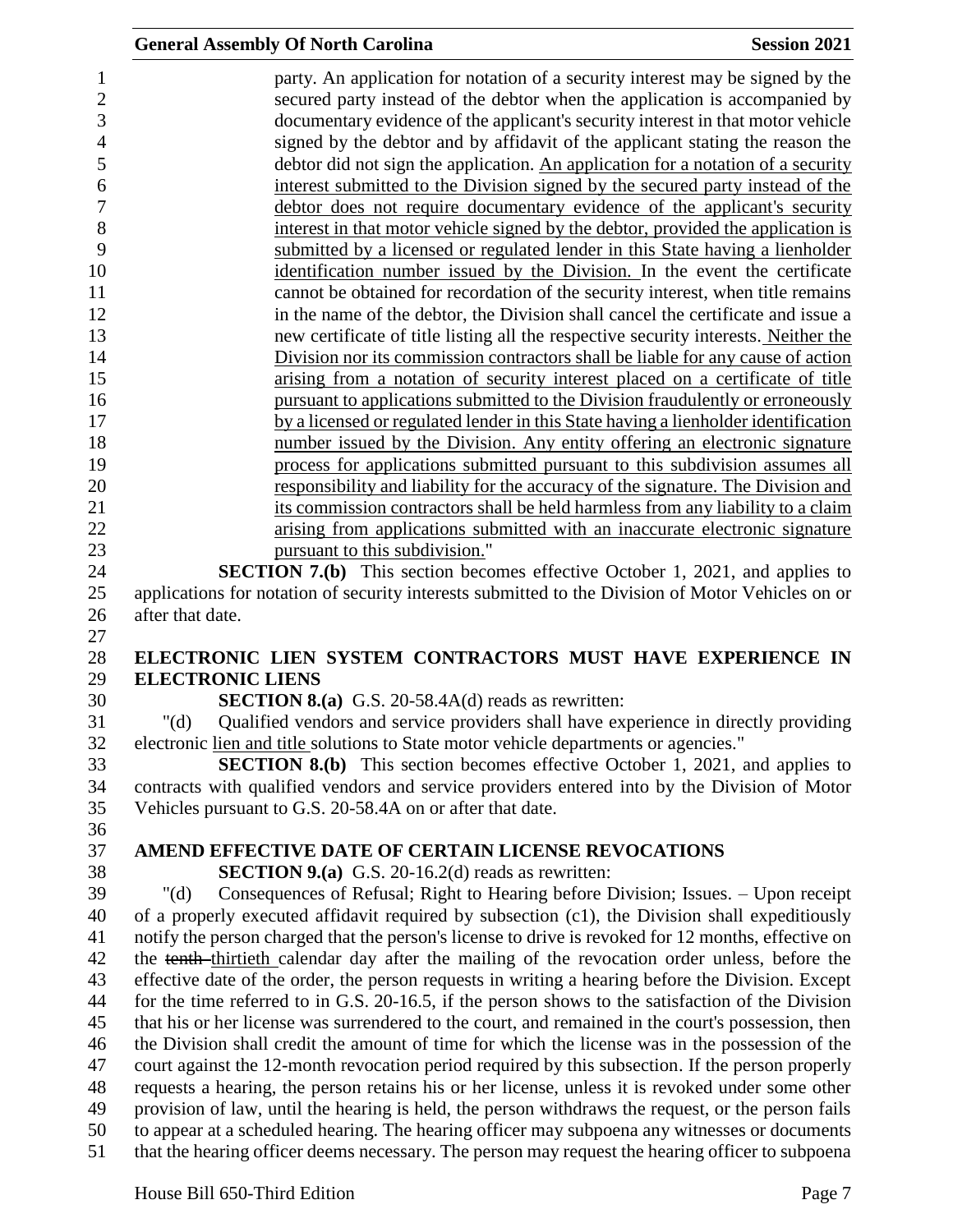party. An application for notation of a security interest may be signed by the secured party instead of the debtor when the application is accompanied by documentary evidence of the applicant's security interest in that motor vehicle signed by the debtor and by affidavit of the applicant stating the reason the debtor did not sign the application. <u>An application for a notation of a security interest submitted to the Division signed by the secured party instead of the debtor does not require documentary evidence of the applicant's security interest in that motor vehicle signed by the debtor, provided the application is submitted by a licensed or regulated lender in this State having a lienholder identification number issued by the Division.</u> In the event the certificate cannot be obtained for recordation of the security interest, when title remains in the name of the debtor, the Division shall cancel the certificate and issue a new certificate of title listing all the respective security interests. <u>Neither the Division nor its commission contractors shall be liable for any cause of action arising from a notation of security interest placed on a certificate of title pursuant to applications submitted to the Division fraudulently or erroneously by a licensed or regulated lender in this State having a lienholder identification number issued by the Division. Any entity offering an electronic signature process for applications submitted pursuant to this subdivision assumes all responsibility and liability for the accuracy of the signature. The Division and its commission contractors shall be held harmless from any liability to a claim arising from applications submitted with an inaccurate electronic signature pursuant to this subdivision.</u>"

**SECTION 7.(b)** This section becomes effective October 1, 2021, and applies to applications for notation of security interests submitted to the Division of Motor Vehicles on or after that date.

**ELECTRONIC LIEN SYSTEM CONTRACTORS MUST HAVE EXPERIENCE IN ELECTRONIC LIENS**

**SECTION 8.(a)** G.S. 20-58.4A(d) reads as rewritten:

"(d) Qualified vendors and service providers shall have experience in directly providing electronic <u>lien and title</u> solutions to State motor vehicle departments or agencies."

**SECTION 8.(b)** This section becomes effective October 1, 2021, and applies to contracts with qualified vendors and service providers entered into by the Division of Motor Vehicles pursuant to G.S. 20-58.4A on or after that date.

**AMEND EFFECTIVE DATE OF CERTAIN LICENSE REVOCATIONS**

**SECTION 9.(a)** G.S. 20-16.2(d) reads as rewritten:

"(d) Consequences of Refusal; Right to Hearing before Division; Issues. – Upon receipt of a properly executed affidavit required by subsection (c1), the Division shall expeditiously notify the person charged that the person's license to drive is revoked for 12 months, effective on the ~~tenth~~ <u>thirtieth</u> calendar day after the mailing of the revocation order unless, before the effective date of the order, the person requests in writing a hearing before the Division. Except for the time referred to in G.S. 20-16.5, if the person shows to the satisfaction of the Division that his or her license was surrendered to the court, and remained in the court's possession, then the Division shall credit the amount of time for which the license was in the possession of the court against the 12-month revocation period required by this subsection. If the person properly requests a hearing, the person retains his or her license, unless it is revoked under some other provision of law, until the hearing is held, the person withdraws the request, or the person fails to appear at a scheduled hearing. The hearing officer may subpoena any witnesses or documents that the hearing officer deems necessary. The person may request the hearing officer to subpoena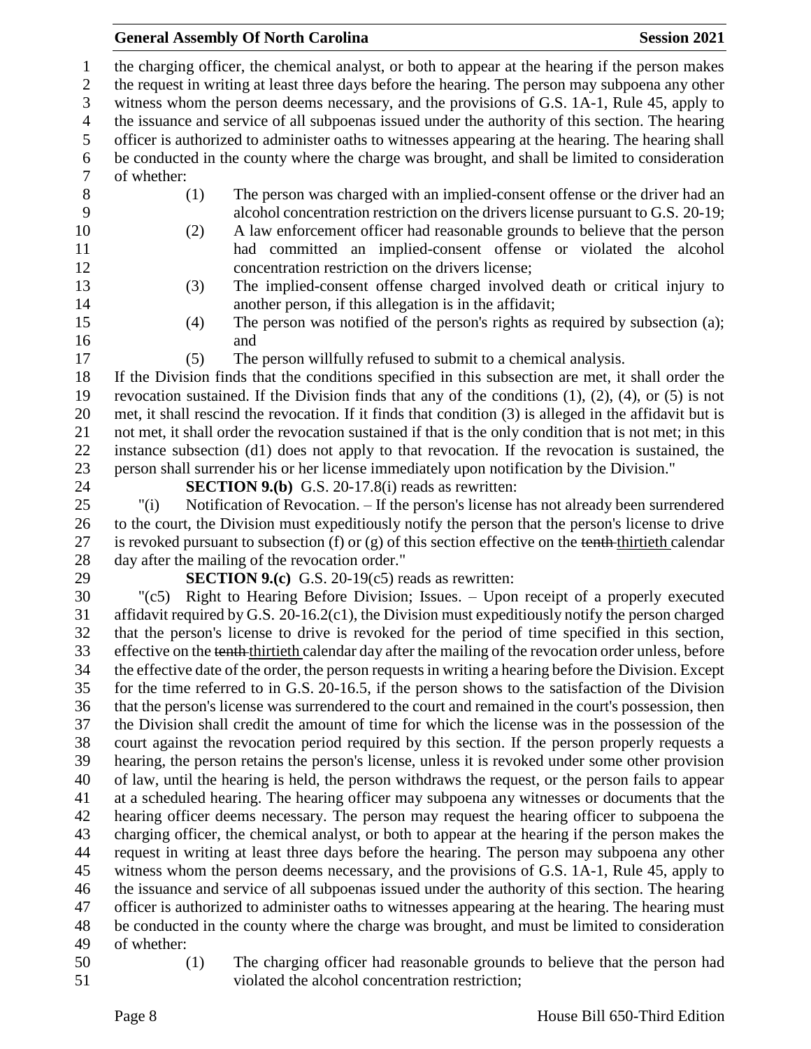the charging officer, the chemical analyst, or both to appear at the hearing if the person makes the request in writing at least three days before the hearing. The person may subpoena any other witness whom the person deems necessary, and the provisions of G.S. 1A-1, Rule 45, apply to the issuance and service of all subpoenas issued under the authority of this section. The hearing officer is authorized to administer oaths to witnesses appearing at the hearing. The hearing shall be conducted in the county where the charge was brought, and shall be limited to consideration of whether:

(1) The person was charged with an implied-consent offense or the driver had an alcohol concentration restriction on the drivers license pursuant to G.S. 20-19;

(2) A law enforcement officer had reasonable grounds to believe that the person had committed an implied-consent offense or violated the alcohol concentration restriction on the drivers license;

(3) The implied-consent offense charged involved death or critical injury to another person, if this allegation is in the affidavit;

(4) The person was notified of the person's rights as required by subsection (a); and

(5) The person willfully refused to submit to a chemical analysis.

If the Division finds that the conditions specified in this subsection are met, it shall order the revocation sustained. If the Division finds that any of the conditions (1), (2), (4), or (5) is not met, it shall rescind the revocation. If it finds that condition (3) is alleged in the affidavit but is not met, it shall order the revocation sustained if that is the only condition that is not met; in this instance subsection (d1) does not apply to that revocation. If the revocation is sustained, the person shall surrender his or her license immediately upon notification by the Division."

**SECTION 9.(b)** G.S. 20-17.8(i) reads as rewritten:

"(i) Notification of Revocation. – If the person's license has not already been surrendered to the court, the Division must expeditiously notify the person that the person's license to drive is revoked pursuant to subsection (f) or (g) of this section effective on the ~~tenth~~ thirtieth calendar day after the mailing of the revocation order."

**SECTION 9.(c)** G.S. 20-19(c5) reads as rewritten:

"(c5) Right to Hearing Before Division; Issues. – Upon receipt of a properly executed affidavit required by G.S. 20-16.2(c1), the Division must expeditiously notify the person charged that the person's license to drive is revoked for the period of time specified in this section, effective on the ~~tenth~~ thirtieth calendar day after the mailing of the revocation order unless, before the effective date of the order, the person requests in writing a hearing before the Division. Except for the time referred to in G.S. 20-16.5, if the person shows to the satisfaction of the Division that the person's license was surrendered to the court and remained in the court's possession, then the Division shall credit the amount of time for which the license was in the possession of the court against the revocation period required by this section. If the person properly requests a hearing, the person retains the person's license, unless it is revoked under some other provision of law, until the hearing is held, the person withdraws the request, or the person fails to appear at a scheduled hearing. The hearing officer may subpoena any witnesses or documents that the hearing officer deems necessary. The person may request the hearing officer to subpoena the charging officer, the chemical analyst, or both to appear at the hearing if the person makes the request in writing at least three days before the hearing. The person may subpoena any other witness whom the person deems necessary, and the provisions of G.S. 1A-1, Rule 45, apply to the issuance and service of all subpoenas issued under the authority of this section. The hearing officer is authorized to administer oaths to witnesses appearing at the hearing. The hearing must be conducted in the county where the charge was brought, and must be limited to consideration of whether:

(1) The charging officer had reasonable grounds to believe that the person had violated the alcohol concentration restriction;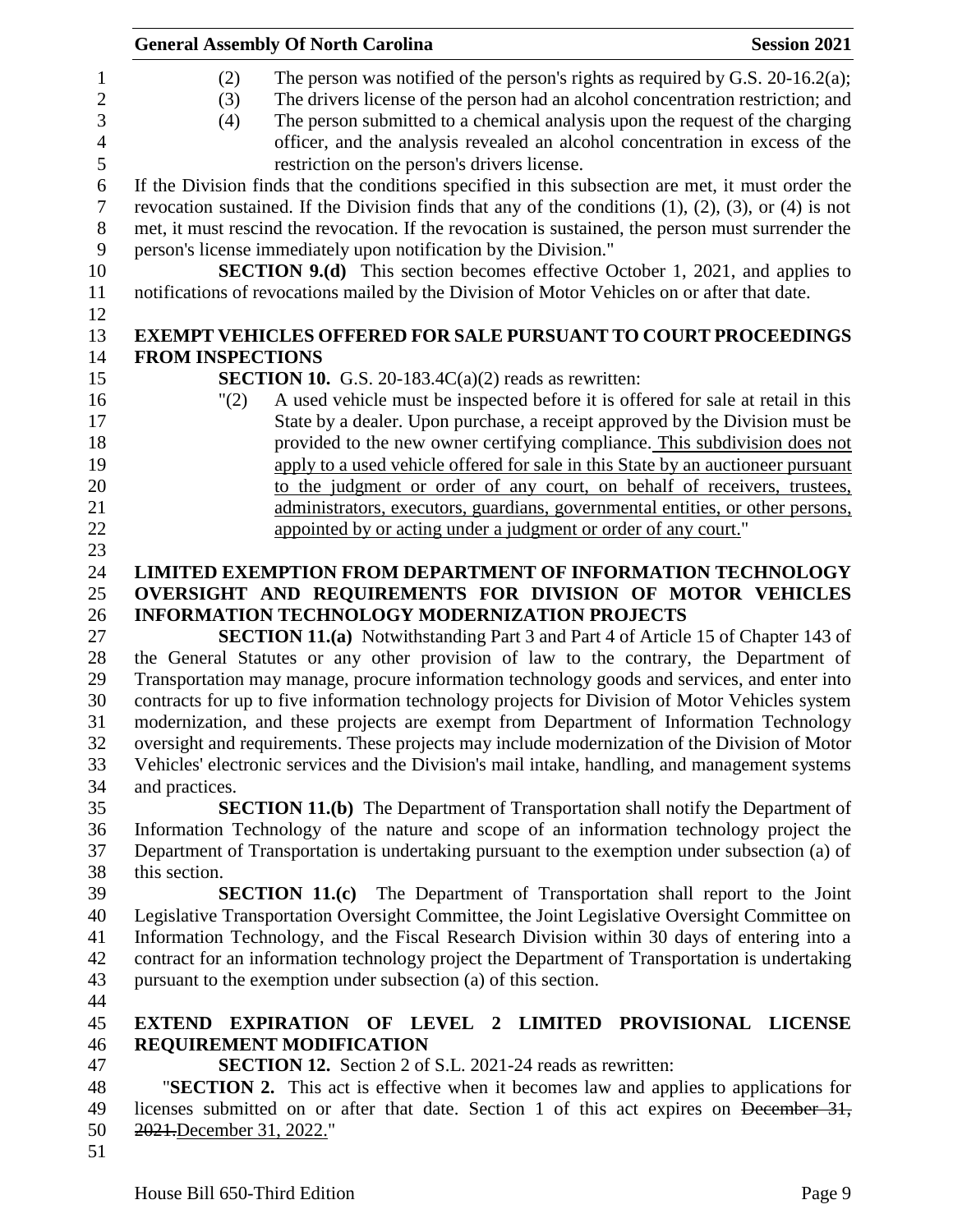(2) The person was notified of the person's rights as required by G.S. 20-16.2(a);

(3) The drivers license of the person had an alcohol concentration restriction; and

(4) The person submitted to a chemical analysis upon the request of the charging officer, and the analysis revealed an alcohol concentration in excess of the restriction on the person's drivers license.

If the Division finds that the conditions specified in this subsection are met, it must order the revocation sustained. If the Division finds that any of the conditions (1), (2), (3), or (4) is not met, it must rescind the revocation. If the revocation is sustained, the person must surrender the person's license immediately upon notification by the Division."

**SECTION 9.(d)** This section becomes effective October 1, 2021, and applies to notifications of revocations mailed by the Division of Motor Vehicles on or after that date.

**EXEMPT VEHICLES OFFERED FOR SALE PURSUANT TO COURT PROCEEDINGS FROM INSPECTIONS**

**SECTION 10.** G.S. 20-183.4C(a)(2) reads as rewritten:

"(2) A used vehicle must be inspected before it is offered for sale at retail in this State by a dealer. Upon purchase, a receipt approved by the Division must be provided to the new owner certifying compliance. <u>This subdivision does not apply to a used vehicle offered for sale in this State by an auctioneer pursuant to the judgment or order of any court, on behalf of receivers, trustees, administrators, executors, guardians, governmental entities, or other persons, appointed by or acting under a judgment or order of any court.</u>"

**LIMITED EXEMPTION FROM DEPARTMENT OF INFORMATION TECHNOLOGY OVERSIGHT AND REQUIREMENTS FOR DIVISION OF MOTOR VEHICLES INFORMATION TECHNOLOGY MODERNIZATION PROJECTS**

**SECTION 11.(a)** Notwithstanding Part 3 and Part 4 of Article 15 of Chapter 143 of the General Statutes or any other provision of law to the contrary, the Department of Transportation may manage, procure information technology goods and services, and enter into contracts for up to five information technology projects for Division of Motor Vehicles system modernization, and these projects are exempt from Department of Information Technology oversight and requirements. These projects may include modernization of the Division of Motor Vehicles' electronic services and the Division's mail intake, handling, and management systems and practices.

**SECTION 11.(b)** The Department of Transportation shall notify the Department of Information Technology of the nature and scope of an information technology project the Department of Transportation is undertaking pursuant to the exemption under subsection (a) of this section.

**SECTION 11.(c)** The Department of Transportation shall report to the Joint Legislative Transportation Oversight Committee, the Joint Legislative Oversight Committee on Information Technology, and the Fiscal Research Division within 30 days of entering into a contract for an information technology project the Department of Transportation is undertaking pursuant to the exemption under subsection (a) of this section.

**EXTEND EXPIRATION OF LEVEL 2 LIMITED PROVISIONAL LICENSE REQUIREMENT MODIFICATION**

**SECTION 12.** Section 2 of S.L. 2021-24 reads as rewritten:

"**SECTION 2.** This act is effective when it becomes law and applies to applications for licenses submitted on or after that date. Section 1 of this act expires on ~~December 31, 2021.~~<u>December 31, 2022.</u>"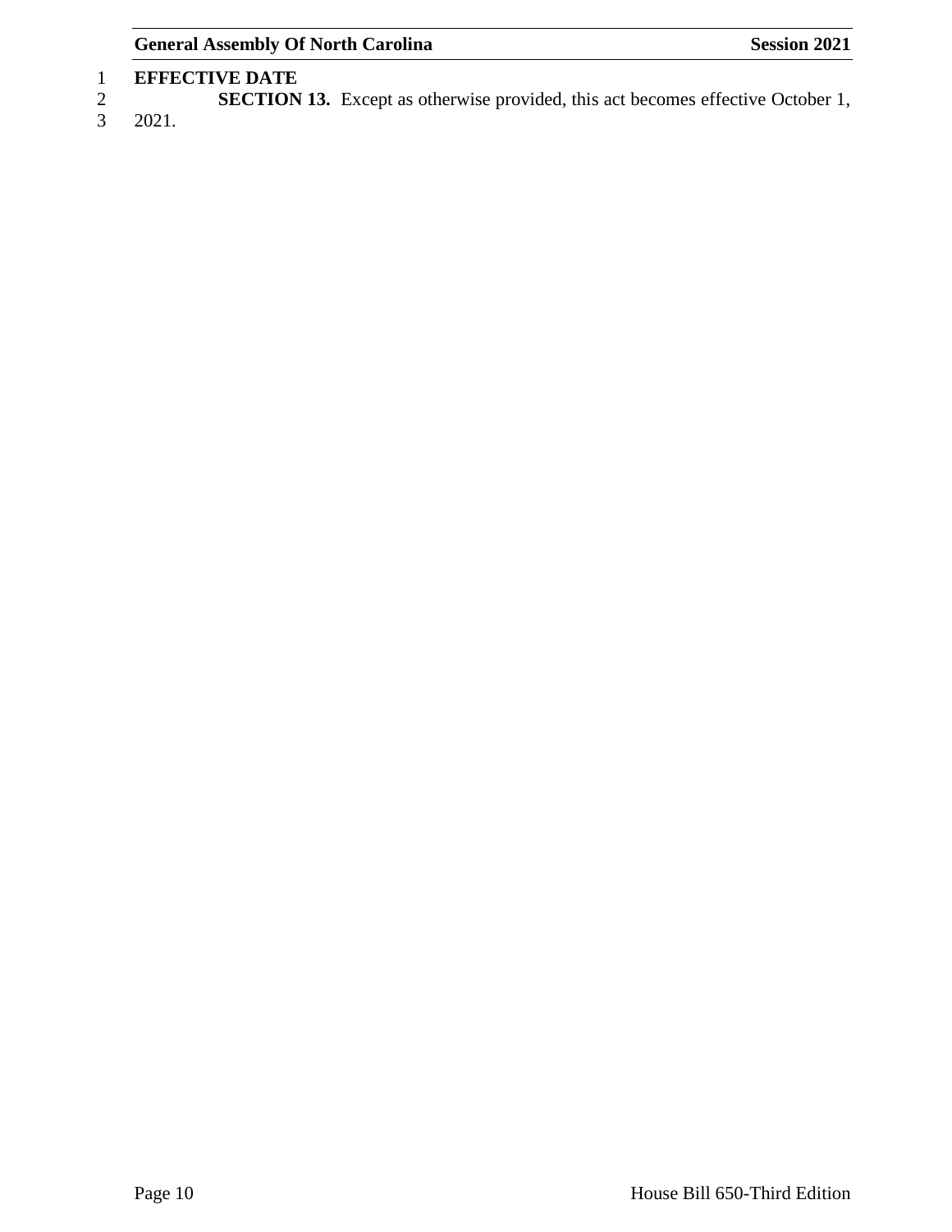**EFFECTIVE DATE**

**SECTION 13.** Except as otherwise provided, this act becomes effective October 1, 2021.